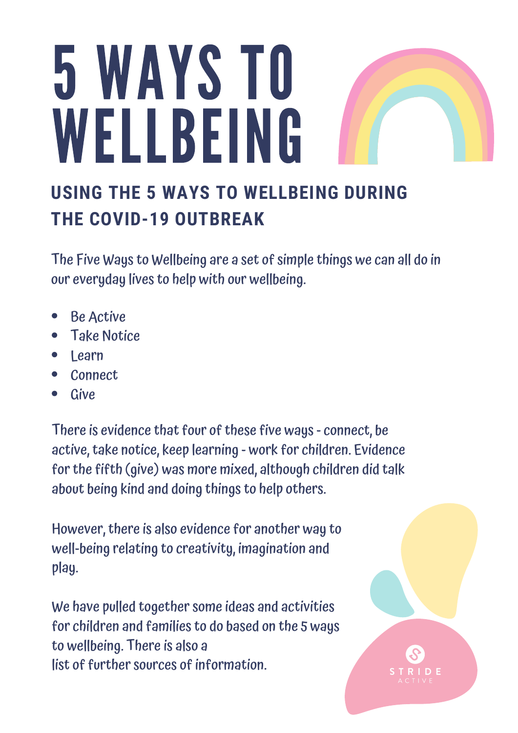# 5 WAYS TO WELLBEING

## USING THE 5 WAYS TO WELLBEING DURING THE COVID-19 OUTBREAK

The Five Ways to Wellbeing are a set of simple things we can all do in our everyday lives to help with our wellbeing.

- Be Active
- Take Notice
- Learn
- Connect
- Give

There is evidence that four of these five ways - connect, be active, take notice, keep learning - work for children. Evidence for the fifth (give) was more mixed, although children did talk about being kind and doing things to help others.

However, there is also evidence for another way to well-being relating to creativity, imagination and play.

We have pulled together some ideas and activities for children and families to do based on the 5 ways to wellbeing. There is also a list of further sources of information.

STRIDE ACTIVE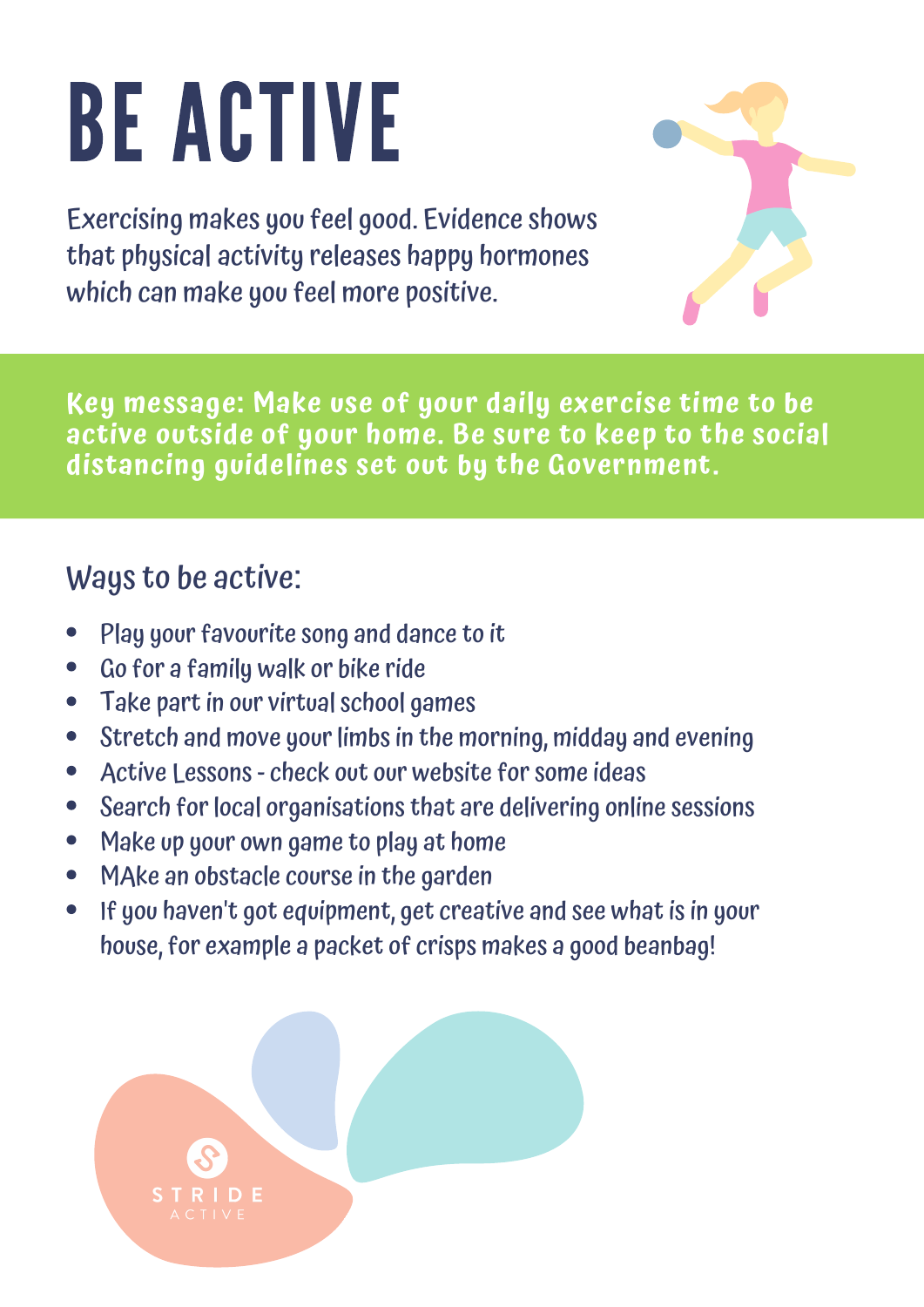# BE ACTIVE

Exercising makes you feel good. Evidence shows that physical activity releases happy hormones which can make you feel more positive.

**Key message: Make use of your daily exercise time to be active outside of your home. Be sure to keep to the social distancing guidelines set out by the Government.**

## Ways to be active:

- Play your favourite song and dance to it
- Go for a family walk or bike ride
- Take part in our virtual school games
- Stretch and move your limbs in the morning, midday and evening
- Active Lessons - check out our website for some ideas
- Search for local organisations that are delivering online sessions
- Make up your own game to play at home
- MAke an obstacle course in the garden
- If you haven't got equipment, get creative and see what is in your house, for example a packet of crisps makes a good beanbag!

STRIDE ACTIVE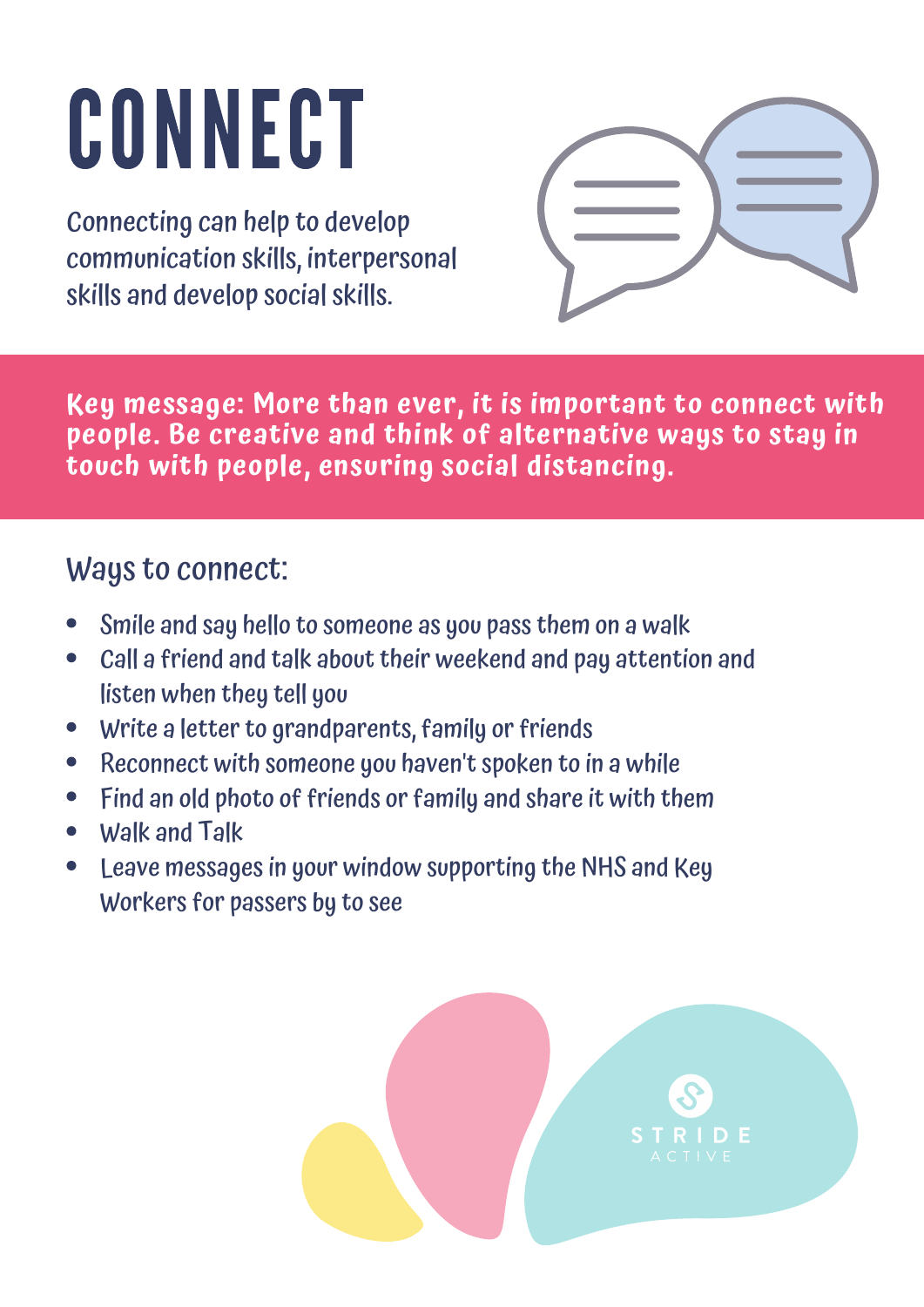# CONNECT

Connecting can help to develop communication skills, interpersonal skills and develop social skills.

**Key message: More than ever, it is important to connect with people. Be creative and think of alternative ways to stay in touch with people, ensuring social distancing.**

## Ways to connect:

- Smile and say hello to someone as you pass them on a walk
- Call a friend and talk about their weekend and pay attention and listen when they tell you
- Write a letter to grandparents, family or friends
- Reconnect with someone you haven't spoken to in a while
- Find an old photo of friends or family and share it with them
- Walk and Talk
- Leave messages in your window supporting the NHS and Key Workers for passers by to see

STRIDE ACTIVE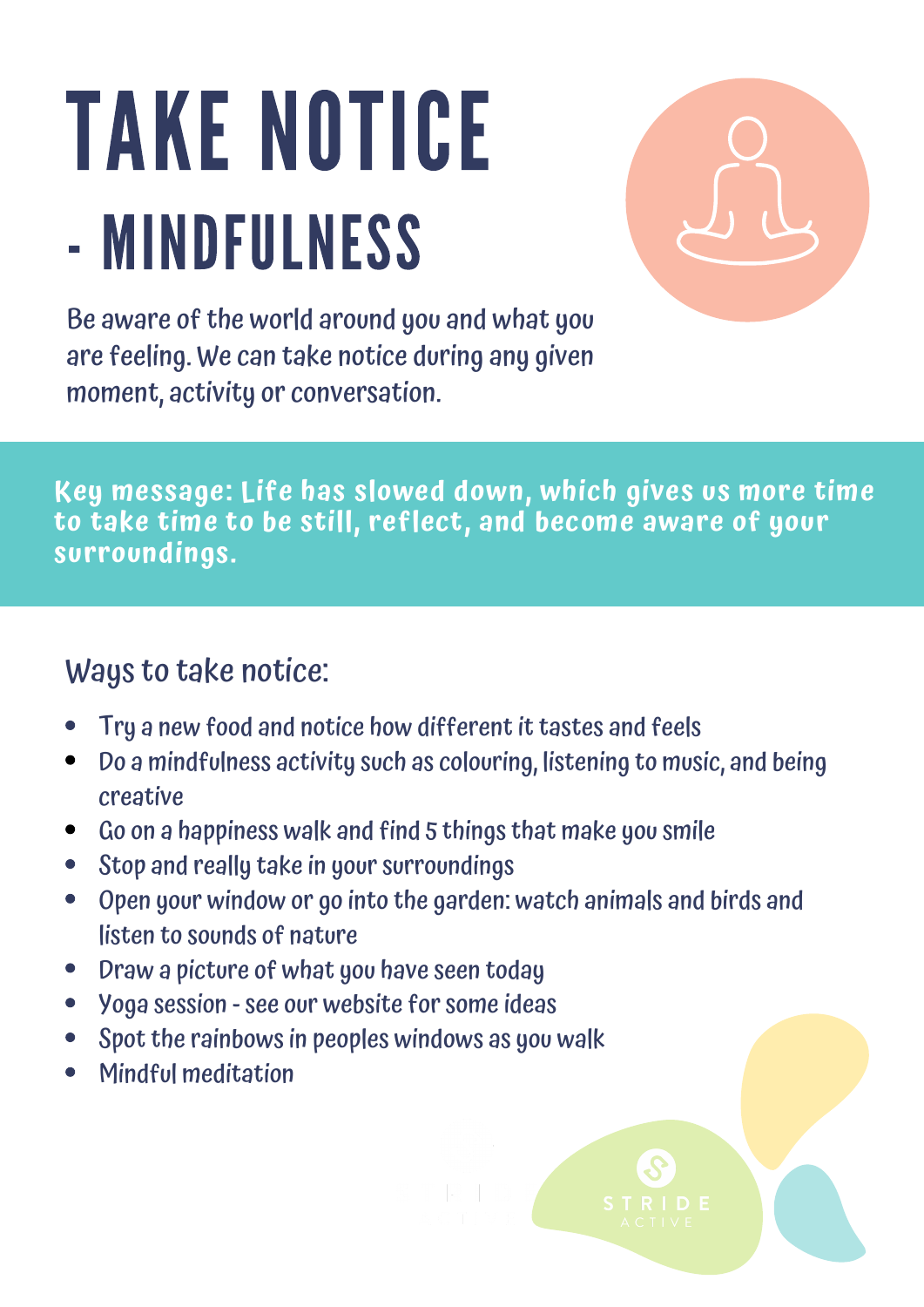# TAKE NOTICE - MINDFULNESS

Be aware of the world around you and what you are feeling. We can take notice during any given moment, activity or conversation.

**Key message: Life has slowed down, which gives us more time to take time to be still, reflect, and become aware of your surroundings.**

## Ways to take notice:

- Try a new food and notice how different it tastes and feels
- Do a mindfulness activity such as colouring, listening to music, and being creative
- Go on a happiness walk and find 5 things that make you smile
- Stop and really take in your surroundings
- Open your window or go into the garden: watch animals and birds and listen to sounds of nature
- Draw a picture of what you have seen today
- Yoga session - see our website for some ideas
- Spot the rainbows in peoples windows as you walk
- Mindful meditation

STRIDE ACTIVE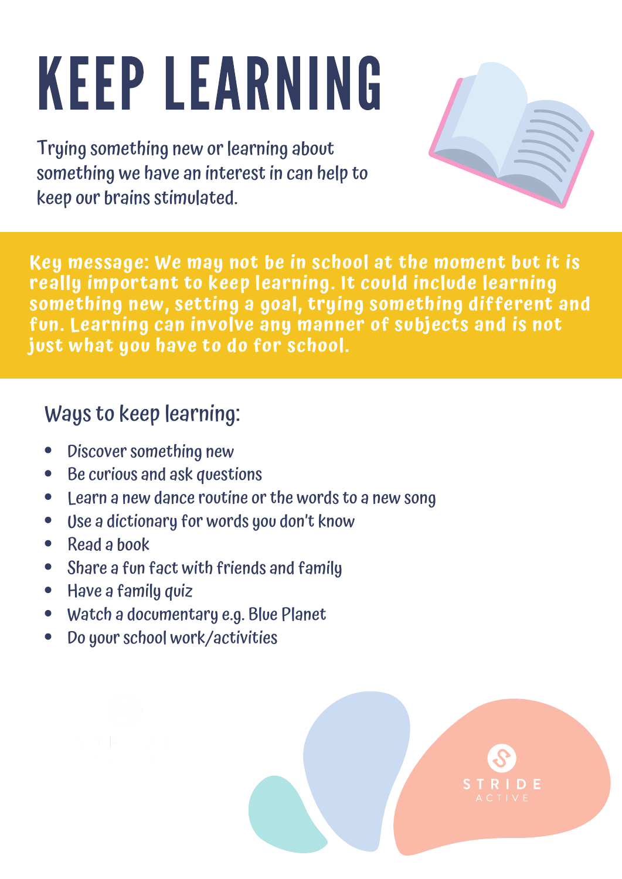# KEEP LEARNING

Trying something new or learning about something we have an interest in can help to keep our brains stimulated.

**Key message: We may not be in school at the moment but it is really important to keep learning. It could include learning something new, setting a goal, trying something different and fun. Learning can involve any manner of subjects and is not just what you have to do for school.**

## Ways to keep learning:

- Discover something new
- Be curious and ask questions
- Learn a new dance routine or the words to a new song
- Use a dictionary for words you don't know
- Read a book
- Share a fun fact with friends and family
- Have a family quiz
- Watch a documentary e.g. Blue Planet
- Do your school work/activities

STRIDE ACTIVE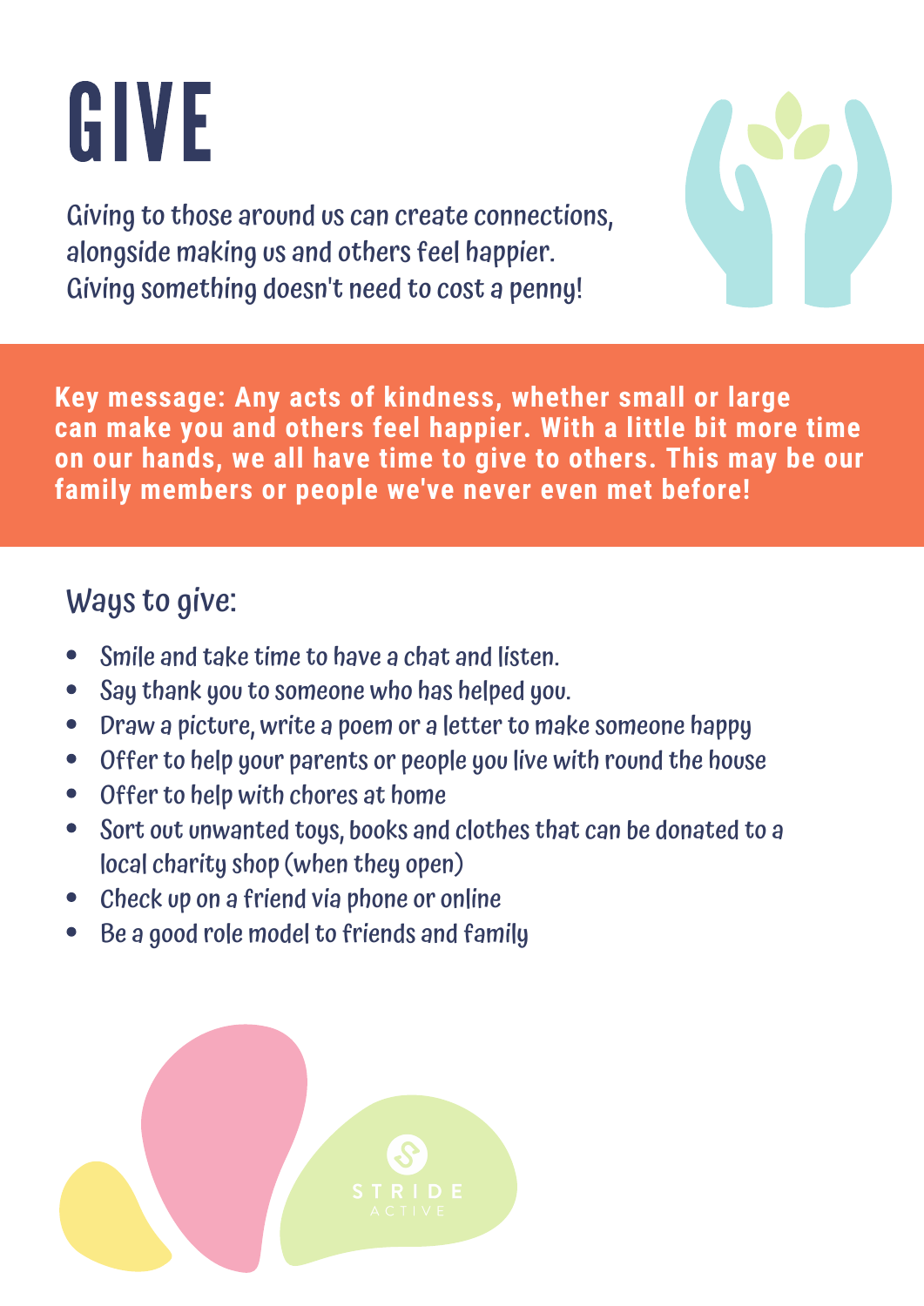# GIVE

Giving to those around us can create connections, alongside making us and others feel happier. Giving something doesn't need to cost a penny!

**Key message: Any acts of kindness, whether small or large can make you and others feel happier. With a little bit more time on our hands, we all have time to give to others. This may be our family members or people we've never even met before!**

## Ways to give:

- Smile and take time to have a chat and listen.
- Say thank you to someone who has helped you.
- Draw a picture, write a poem or a letter to make someone happy
- Offer to help your parents or people you live with round the house
- Offer to help with chores at home
- Sort out unwanted toys, books and clothes that can be donated to a local charity shop (when they open)
- Check up on a friend via phone or online
- Be a good role model to friends and family

STRIDE ACTIVE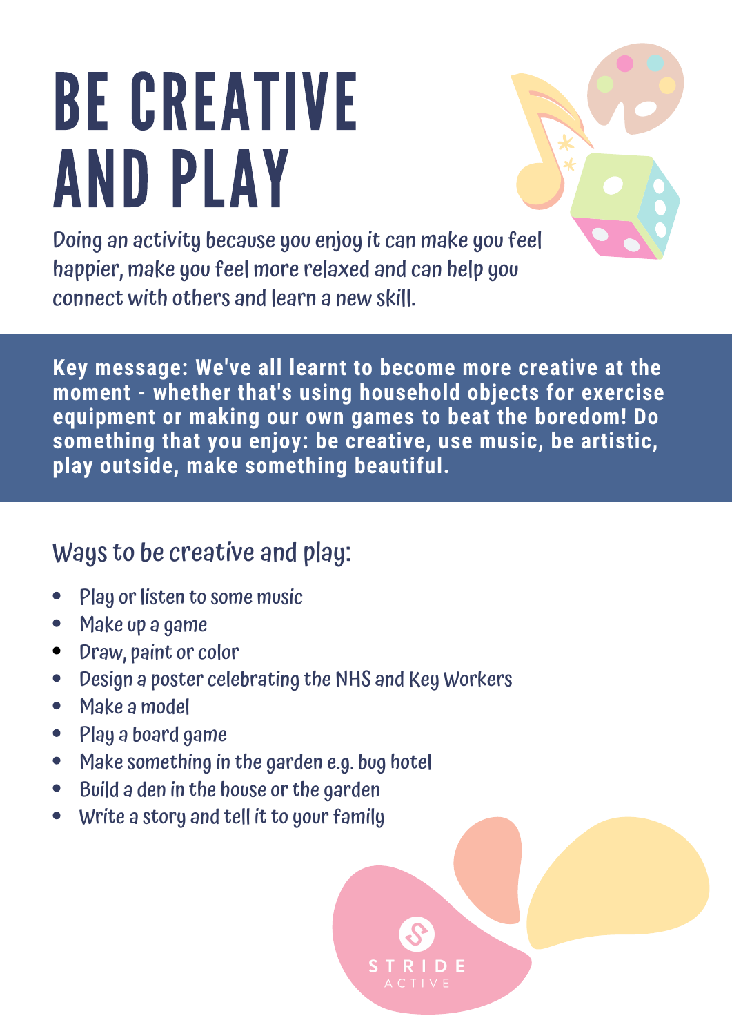# BE CREATIVE AND PLAY

Doing an activity because you enjoy it can make you feel happier, make you feel more relaxed and can help you connect with others and learn a new skill.

**Key message: We've all learnt to become more creative at the moment - whether that's using household objects for exercise equipment or making our own games to beat the boredom! Do something that you enjoy: be creative, use music, be artistic, play outside, make something beautiful.**

## Ways to be creative and play:

- Play or listen to some music
- Make up a game
- Draw, paint or color
- Design a poster celebrating the NHS and Key Workers
- Make a model
- Play a board game
- Make something in the garden e.g. bug hotel
- Build a den in the house or the garden
- Write a story and tell it to your family

STRIDE ACTIVE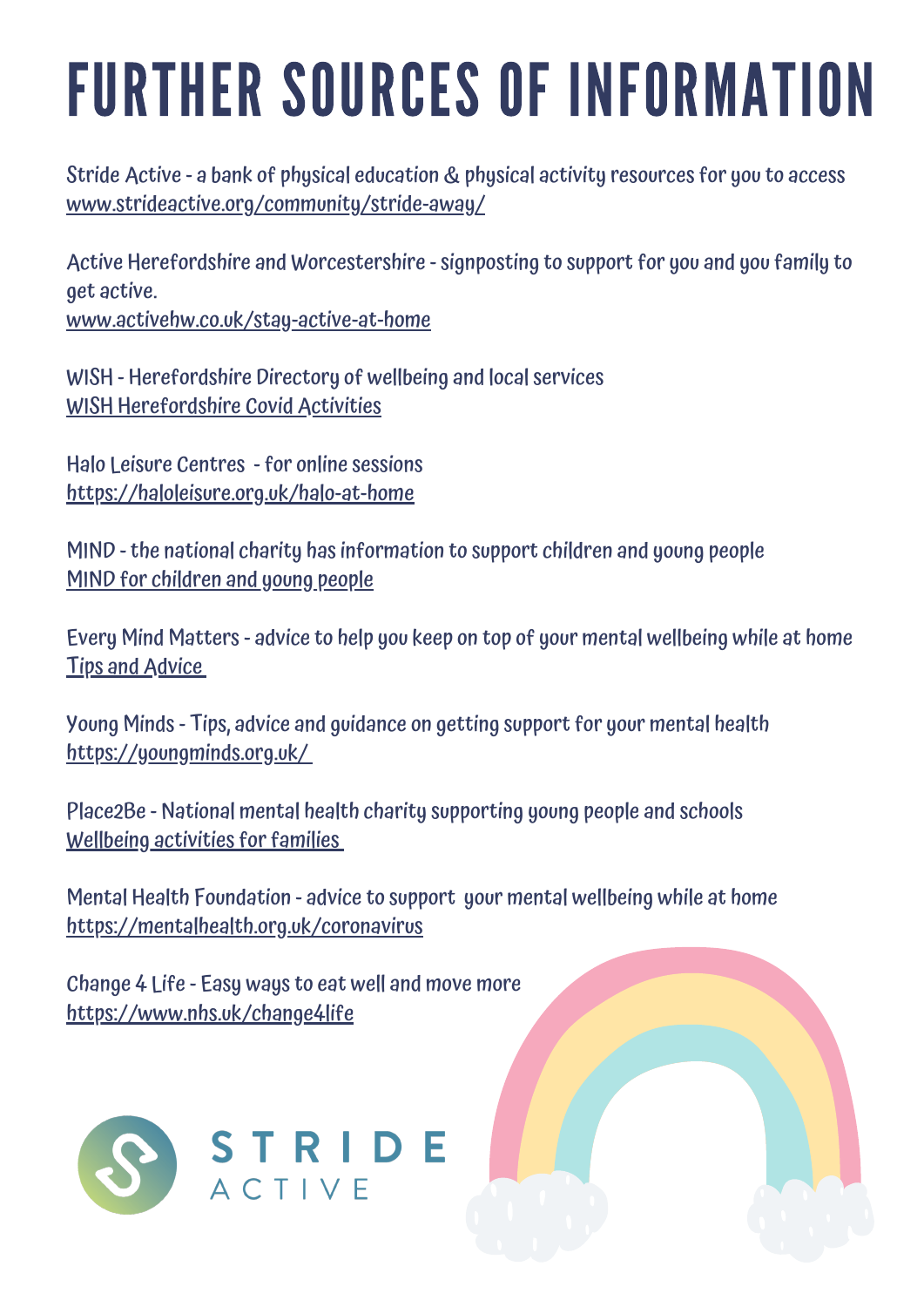# FURTHER SOURCES OF INFORMATION

Stride Active - a bank of physical education & physical activity resources for you to access
www.strideactive.org/community/stride-away/

Active Herefordshire and Worcestershire - signposting to support for you and you family to get active.
www.activehw.co.uk/stay-active-at-home

WISH - Herefordshire Directory of wellbeing and local services
WISH Herefordshire Covid Activities

Halo Leisure Centres - for online sessions
https://haloleisure.org.uk/halo-at-home

MIND - the national charity has information to support children and young people
MIND for children and young people

Every Mind Matters - advice to help you keep on top of your mental wellbeing while at home
Tips and Advice

Young Minds - Tips, advice and guidance on getting support for your mental health
https://youngminds.org.uk/

Place2Be - National mental health charity supporting young people and schools
Wellbeing activities for families

Mental Health Foundation - advice to support your mental wellbeing while at home
https://mentalhealth.org.uk/coronavirus

Change 4 Life - Easy ways to eat well and move more
https://www.nhs.uk/change4life

STRIDE ACTIVE